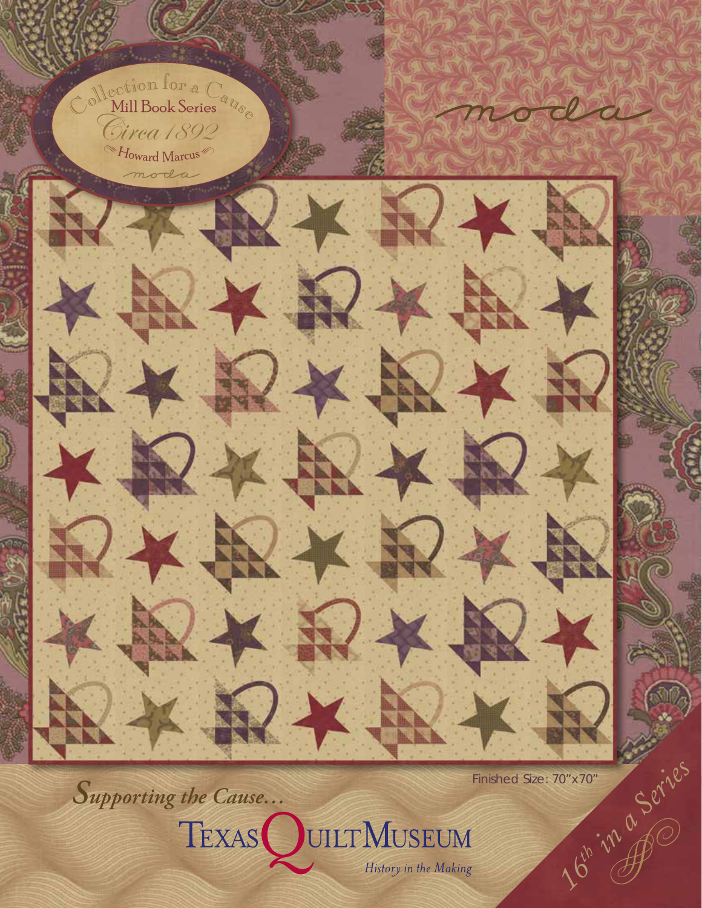Collection for a Cause

Mill Book Series

*Circa 1892*

Howard Marcus

moda

moda

Finished Size: 70"x70"

*Supporting the Cause...*

TEXAS QUILT MUSEUM

*History in the Making*

16th in a Series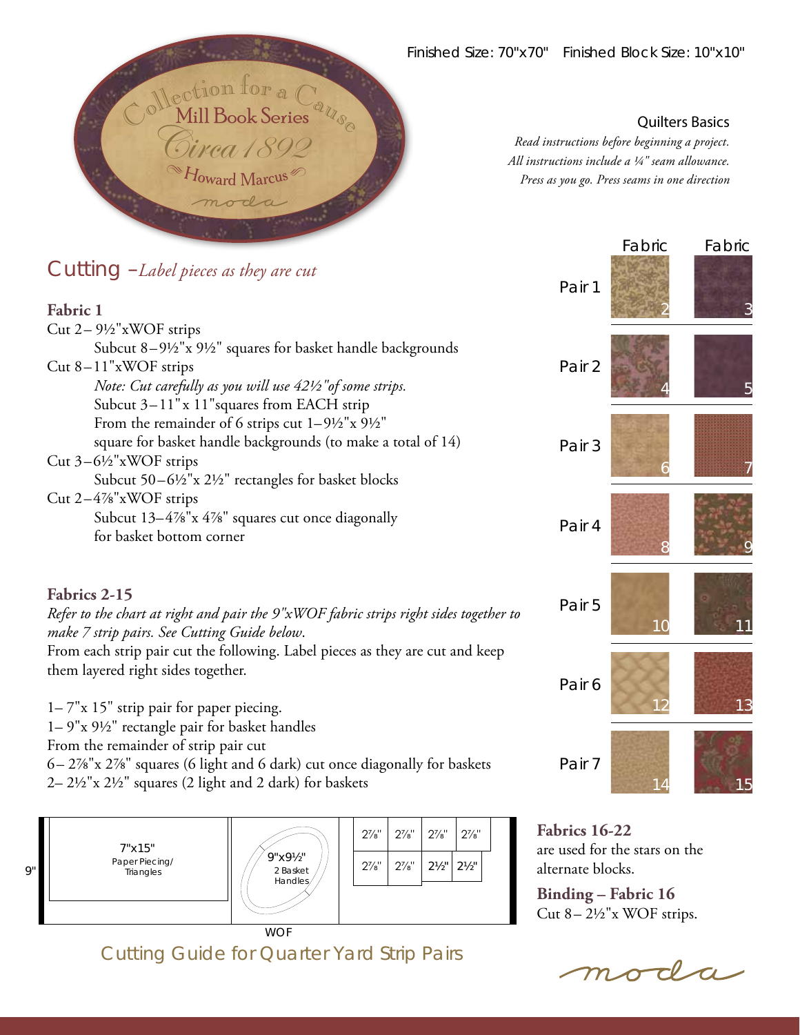Collection for a Cause
Mill Book Series
Circa 1892
Howard Marcus
moda

Finished Size: 70"x70" Finished Block Size: 10"x10"

### Quilters Basics

*Read instructions before beginning a project.*
*All instructions include a ¼" seam allowance.*
*Press as you go. Press seams in one direction*

## Cutting –*Label pieces as they are cut*

### Fabric 1

Cut 2– 9½"xWOF strips
- Subcut 8–9½"x 9½" squares for basket handle backgrounds

Cut 8–11"xWOF strips
- *Note: Cut carefully as you will use 42½" of some strips.*
- Subcut 3–11" x 11"squares from EACH strip
- From the remainder of 6 strips cut 1–9½"x 9½" square for basket handle backgrounds (to make a total of 14)

Cut 3–6½"xWOF strips
- Subcut 50–6½"x 2½" rectangles for basket blocks

Cut 2–4⅞"xWOF strips
- Subcut 13–4⅞"x 4⅞" squares cut once diagonally for basket bottom corner

### Fabrics 2-15

*Refer to the chart at right and pair the 9"xWOF fabric strips right sides together to make 7 strip pairs. See Cutting Guide below.*
From each strip pair cut the following. Label pieces as they are cut and keep them layered right sides together.

1– 7"x 15" strip pair for paper piecing.
1– 9"x 9½" rectangle pair for basket handles
From the remainder of strip pair cut
6– 2⅞"x 2⅞" squares (6 light and 6 dark) cut once diagonally for baskets
2– 2½"x 2½" squares (2 light and 2 dark) for baskets

| | Fabric | Fabric |
|---|---|---|
| Pair 1 | 2 | 3 |
| Pair 2 | 4 | 5 |
| Pair 3 | 6 | 7 |
| Pair 4 | 8 | 9 |
| Pair 5 | 10 | 11 |
| Pair 6 | 12 | 13 |
| Pair 7 | 14 | 15 |

9"
7"x15" Paper Piecing/ Triangles
9"x9½" 2 Basket Handles
2⅞" 2⅞" 2⅞" 2⅞"
2⅞" 2⅞" 2½" 2½"
WOF

Cutting Guide for Quarter Yard Strip Pairs

**Fabrics 16-22**
are used for the stars on the alternate blocks.

**Binding – Fabric 16**
Cut 8– 2½"x WOF strips.

moda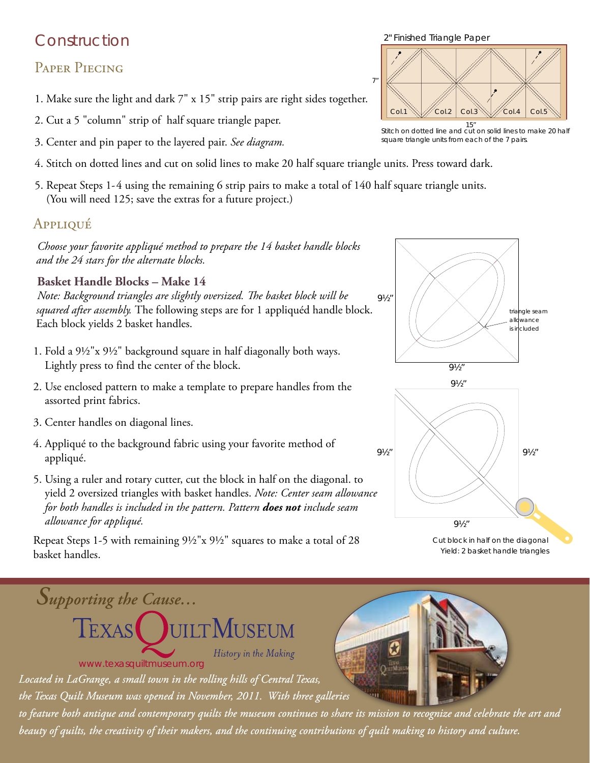# Construction

## Paper Piecing

2" Finished Triangle Paper

Stitch on dotted line and cut on solid lines to make 20 half square triangle units from each of the 7 pairs.

1. Make sure the light and dark 7" x 15" strip pairs are right sides together.
2. Cut a 5 "column" strip of half square triangle paper.
3. Center and pin paper to the layered pair. *See diagram.*
4. Stitch on dotted lines and cut on solid lines to make 20 half square triangle units. Press toward dark.
5. Repeat Steps 1-4 using the remaining 6 strip pairs to make a total of 140 half square triangle units. (You will need 125; save the extras for a future project.)

## Appliqué

*Choose your favorite appliqué method to prepare the 14 basket handle blocks and the 24 stars for the alternate blocks.*

### Basket Handle Blocks – Make 14

*Note: Background triangles are slightly oversized. The basket block will be squared after assembly.* The following steps are for 1 appliquéd handle block. Each block yields 2 basket handles.

1. Fold a 9½"x 9½" background square in half diagonally both ways. Lightly press to find the center of the block.
2. Use enclosed pattern to make a template to prepare handles from the assorted print fabrics.
3. Center handles on diagonal lines.
4. Appliqué to the background fabric using your favorite method of appliqué.
5. Using a ruler and rotary cutter, cut the block in half on the diagonal. to yield 2 oversized triangles with basket handles. *Note: Center seam allowance for both handles is included in the pattern. Pattern **does not** include seam allowance for appliqué.*

Repeat Steps 1-5 with remaining 9½"x 9½" squares to make a total of 28 basket handles.

triangle seam allowance is included

Cut block in half on the diagonal
Yield: 2 basket handle triangles

## *Supporting the Cause...*

Texas Quilt Museum
*History in the Making*
www.texasquiltmuseum.org

*Located in LaGrange, a small town in the rolling hills of Central Texas, the Texas Quilt Museum was opened in November, 2011. With three galleries to feature both antique and contemporary quilts the museum continues to share its mission to recognize and celebrate the art and beauty of quilts, the creativity of their makers, and the continuing contributions of quilt making to history and culture.*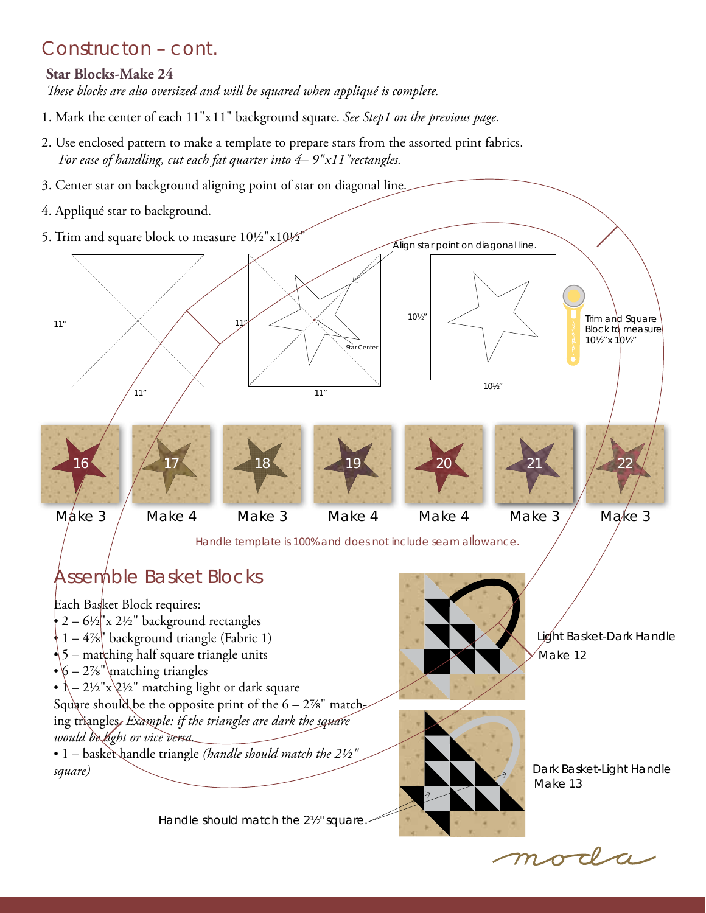# Constructon – cont.

**Star Blocks-Make 24**

*These blocks are also oversized and will be squared when appliqué is complete.*

1. Mark the center of each 11"x11" background square. *See Step1 on the previous page.*
2. Use enclosed pattern to make a template to prepare stars from the assorted print fabrics. *For ease of handling, cut each fat quarter into 4– 9"x11"rectangles.*
3. Center star on background aligning point of star on diagonal line.
4. Appliqué star to background.
5. Trim and square block to measure 10½"x10½"

11" 11" 11" 11" Align star point on diagonal line. Star Center 10½" 10½" Trim and Square Block to measure 10½"x 10½"

| 16 | 17 | 18 | 19 | 20 | 21 | 22 |
|---|---|---|---|---|---|---|
| Make 3 | Make 4 | Make 3 | Make 4 | Make 4 | Make 3 | Make 3 |

Handle template is 100% and does not include seam allowance.

# Assemble Basket Blocks

Each Basket Block requires:

- 2 – 6½"x 2½" background rectangles
- 1 – 4⅞" background triangle (Fabric 1)
- 5 – matching half square triangle units
- 6 – 2⅞" matching triangles
- 1 – 2½"x 2½" matching light or dark square

Square should be the opposite print of the 6 – 2⅞" matching triangles. *Example: if the triangles are dark the square would be light or vice versa.*

- 1 – basket handle triangle *(handle should match the 2½" square)*

Light Basket-Dark Handle
Make 12

Dark Basket-Light Handle
Make 13

Handle should match the 2½" square.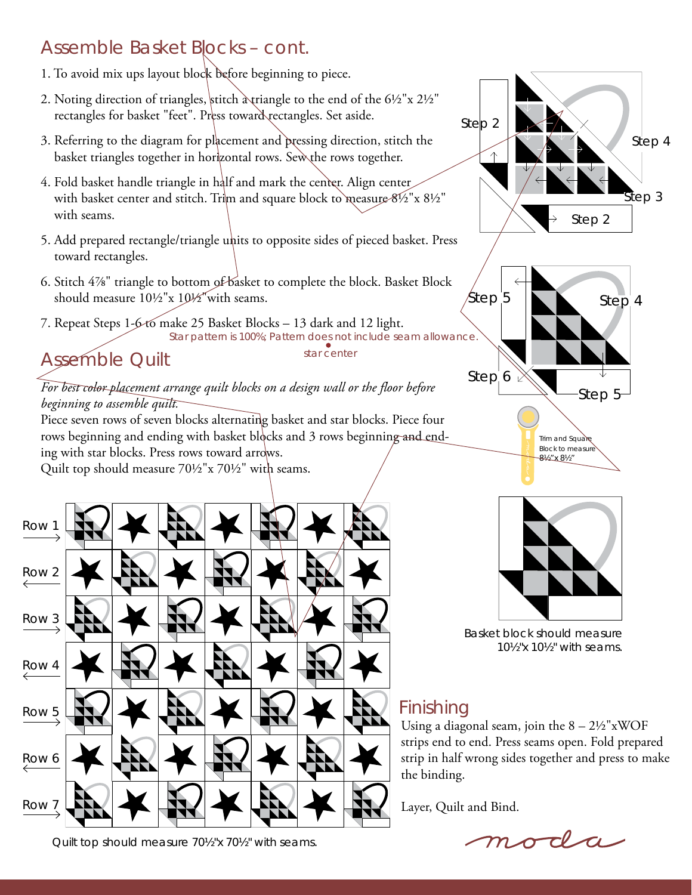## Assemble Basket Blocks – cont.

1. To avoid mix ups layout block before beginning to piece.
2. Noting direction of triangles, stitch a triangle to the end of the 6½"x 2½" rectangles for basket "feet". Press toward rectangles. Set aside.
3. Referring to the diagram for placement and pressing direction, stitch the basket triangles together in horizontal rows. Sew the rows together.
4. Fold basket handle triangle in half and mark the center. Align center with basket center and stitch. Trim and square block to measure 8½"x 8½" with seams.
5. Add prepared rectangle/triangle units to opposite sides of pieced basket. Press toward rectangles.
6. Stitch 4⅞" triangle to bottom of basket to complete the block. Basket Block should measure 10½"x 10½"with seams.
7. Repeat Steps 1-6 to make 25 Basket Blocks – 13 dark and 12 light.

Star pattern is 100%; Pattern does not include seam allowance.

star center

Step 2
Step 4
Step 3
Step 2
Step 5
Step 4
Step 6
Step 5

Trim and Square Block to measure 8½"x 8½"

Basket block should measure 10½"x 10½" with seams.

## Assemble Quilt

*For best color placement arrange quilt blocks on a design wall or the floor before beginning to assemble quilt.*

Piece seven rows of seven blocks alternating basket and star blocks. Piece four rows beginning and ending with basket blocks and 3 rows beginning and ending with star blocks. Press rows toward arrows.

Quilt top should measure 70½"x 70½" with seams.

Row 1
Row 2
Row 3
Row 4
Row 5
Row 6
Row 7

Quilt top should measure 70½"x 70½" with seams.

## Finishing

Using a diagonal seam, join the 8 – 2½"xWOF strips end to end. Press seams open. Fold prepared strip in half wrong sides together and press to make the binding.

Layer, Quilt and Bind.

moda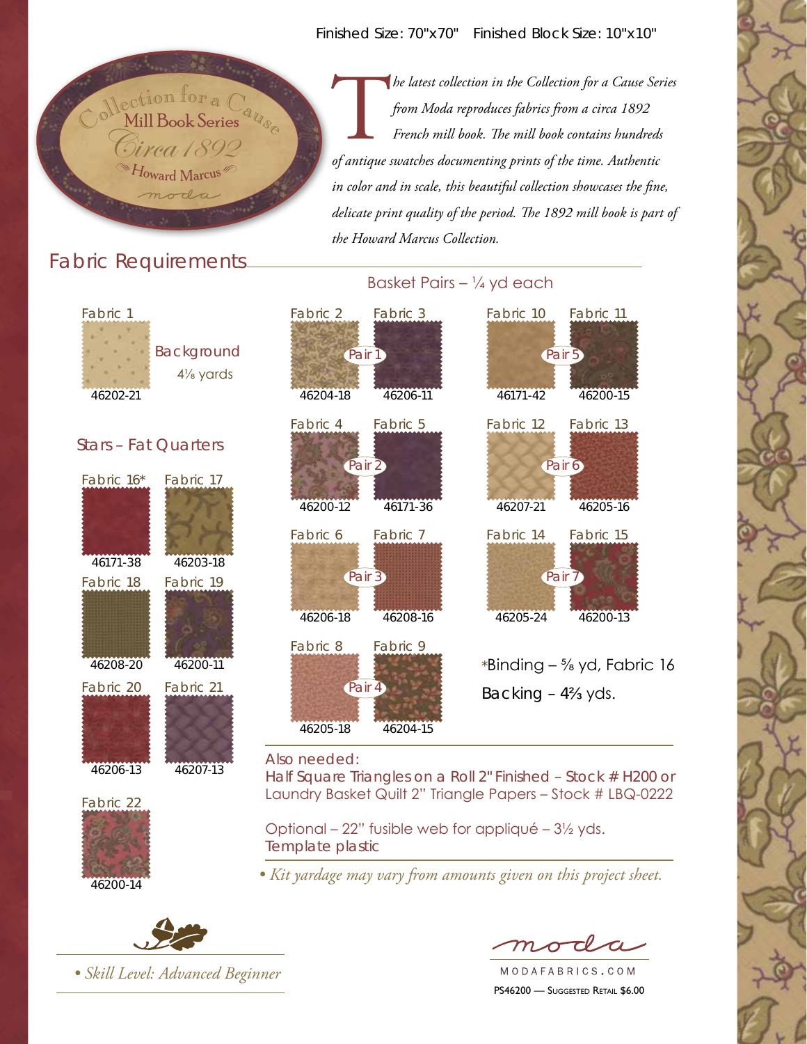Finished Size: 70"x70"   Finished Block Size: 10"x10"

Collection for a Cause
Mill Book Series
Circa 1892
Howard Marcus
moda

*The latest collection in the Collection for a Cause Series from Moda reproduces fabrics from a circa 1892 French mill book. The mill book contains hundreds of antique swatches documenting prints of the time. Authentic in color and in scale, this beautiful collection showcases the fine, delicate print quality of the period. The 1892 mill book is part of the Howard Marcus Collection.*

## Fabric Requirements

Fabric 1 – Background – 4⅛ yards – 46202-21

### Stars – Fat Quarters

- Fabric 16* – 46171-38
- Fabric 17 – 46203-18
- Fabric 18 – 46208-20
- Fabric 19 – 46200-11
- Fabric 20 – 46206-13
- Fabric 21 – 46207-13
- Fabric 22 – 46200-14

### Basket Pairs – ¼ yd each

| Pair | Fabric | Number | Fabric | Number |
|---|---|---|---|---|
| Pair 1 | Fabric 2 | 46204-18 | Fabric 3 | 46206-11 |
| Pair 2 | Fabric 4 | 46200-12 | Fabric 5 | 46171-36 |
| Pair 3 | Fabric 6 | 46206-18 | Fabric 7 | 46208-16 |
| Pair 4 | Fabric 8 | 46205-18 | Fabric 9 | 46204-15 |
| Pair 5 | Fabric 10 | 46171-42 | Fabric 11 | 46200-15 |
| Pair 6 | Fabric 12 | 46207-21 | Fabric 13 | 46205-16 |
| Pair 7 | Fabric 14 | 46205-24 | Fabric 15 | 46200-13 |

*Binding – ⅝ yd, Fabric 16

Backing – 4⅔ yds.

Also needed:
Half Square Triangles on a Roll 2" Finished – Stock # H200 or
Laundry Basket Quilt 2" Triangle Papers – Stock # LBQ-0222

Optional – 22" fusible web for appliqué – 3½ yds.
Template plastic

*• Kit yardage may vary from amounts given on this project sheet.*

*• Skill Level: Advanced Beginner*

moda
MODAFABRICS.COM
PS46200 — Suggested Retail $6.00